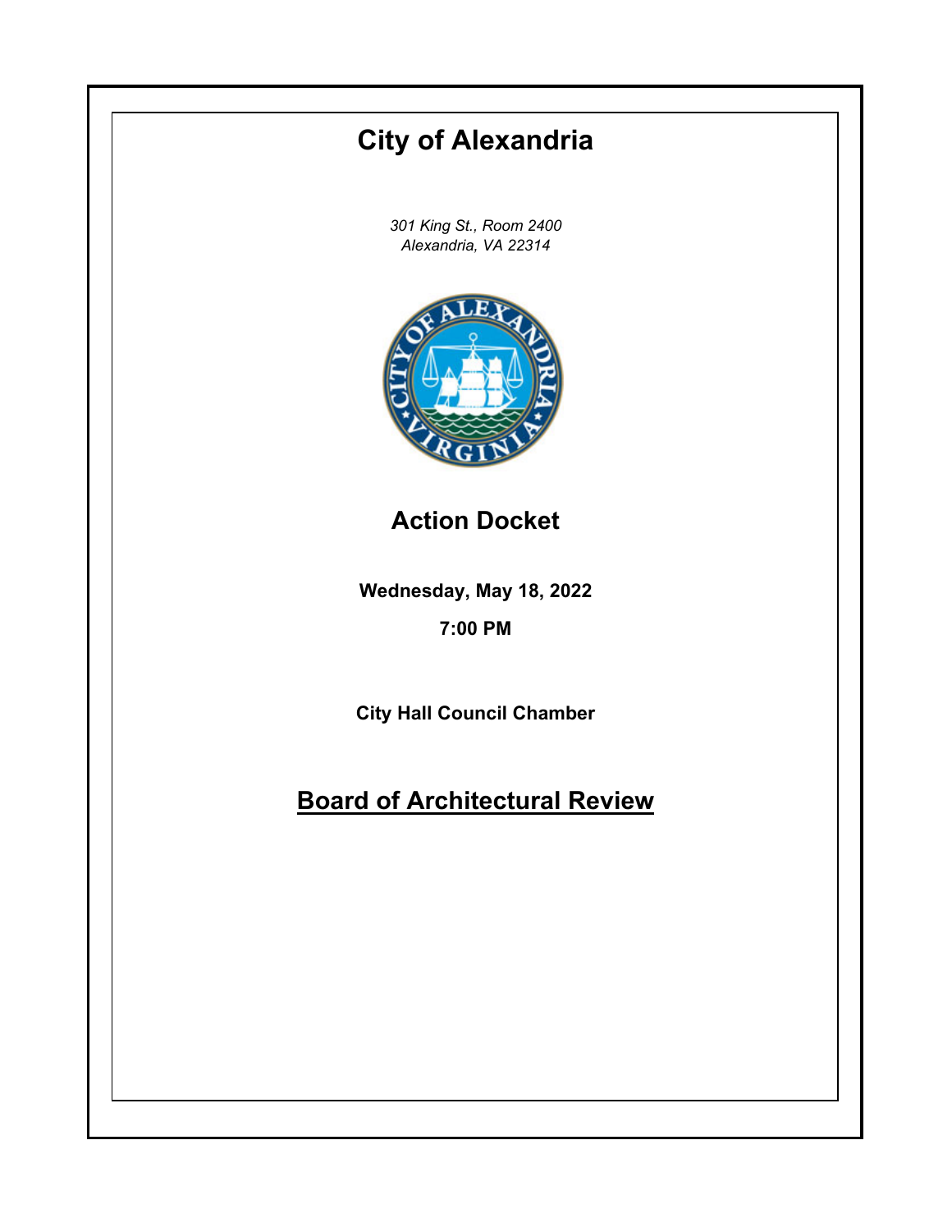# City of Alexandria

*301 King St., Room 2400*
*Alexandria, VA 22314*

## Action Docket

**Wednesday, May 18, 2022**

**7:00 PM**

**City Hall Council Chamber**

## Board of Architectural Review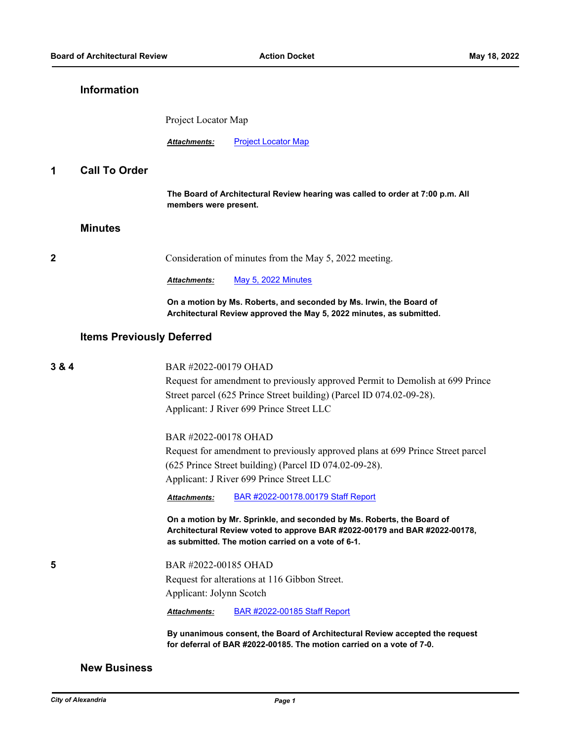## Information

Project Locator Map

***Attachments:*** Project Locator Map

## 1 Call To Order

**The Board of Architectural Review hearing was called to order at 7:00 p.m. All members were present.**

## Minutes

**2**

Consideration of minutes from the May 5, 2022 meeting.

***Attachments:*** May 5, 2022 Minutes

**On a motion by Ms. Roberts, and seconded by Ms. Irwin, the Board of Architectural Review approved the May 5, 2022 minutes, as submitted.**

## Items Previously Deferred

**3 & 4**

BAR #2022-00179 OHAD
Request for amendment to previously approved Permit to Demolish at 699 Prince Street parcel (625 Prince Street building) (Parcel ID 074.02-09-28).
Applicant: J River 699 Prince Street LLC

BAR #2022-00178 OHAD
Request for amendment to previously approved plans at 699 Prince Street parcel (625 Prince Street building) (Parcel ID 074.02-09-28).
Applicant: J River 699 Prince Street LLC

***Attachments:*** BAR #2022-00178.00179 Staff Report

**On a motion by Mr. Sprinkle, and seconded by Ms. Roberts, the Board of Architectural Review voted to approve BAR #2022-00179 and BAR #2022-00178, as submitted. The motion carried on a vote of 6-1.**

**5**

BAR #2022-00185 OHAD
Request for alterations at 116 Gibbon Street.
Applicant: Jolynn Scotch

***Attachments:*** BAR #2022-00185 Staff Report

**By unanimous consent, the Board of Architectural Review accepted the request for deferral of BAR #2022-00185. The motion carried on a vote of 7-0.**

## New Business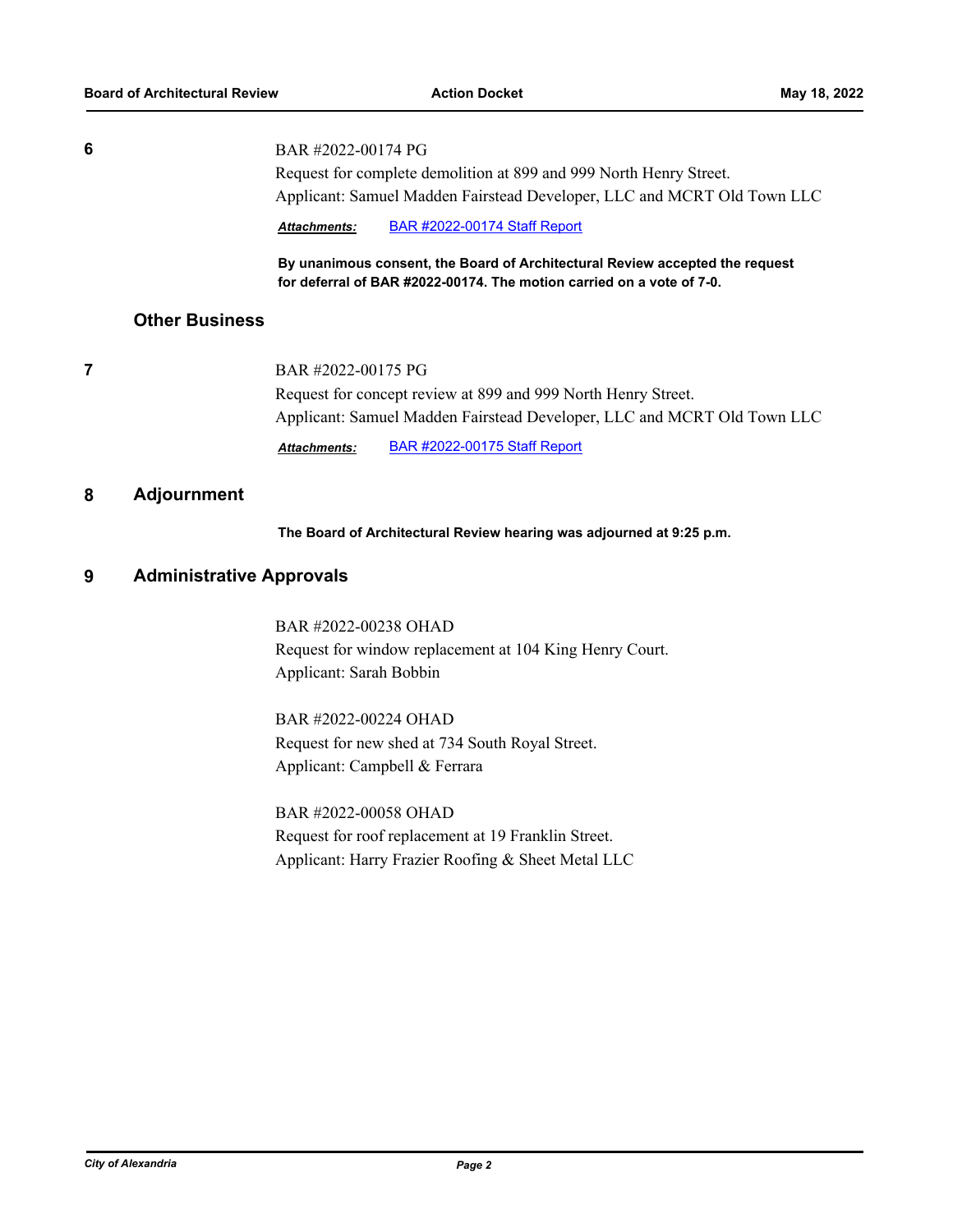**6**

BAR #2022-00174 PG
Request for complete demolition at 899 and 999 North Henry Street.
Applicant: Samuel Madden Fairstead Developer, LLC and MCRT Old Town LLC

***Attachments:*** BAR #2022-00174 Staff Report

**By unanimous consent, the Board of Architectural Review accepted the request for deferral of BAR #2022-00174. The motion carried on a vote of 7-0.**

## Other Business

**7**

BAR #2022-00175 PG
Request for concept review at 899 and 999 North Henry Street.
Applicant: Samuel Madden Fairstead Developer, LLC and MCRT Old Town LLC

***Attachments:*** BAR #2022-00175 Staff Report

## 8 Adjournment

**The Board of Architectural Review hearing was adjourned at 9:25 p.m.**

## 9 Administrative Approvals

BAR #2022-00238 OHAD
Request for window replacement at 104 King Henry Court.
Applicant: Sarah Bobbin

BAR #2022-00224 OHAD
Request for new shed at 734 South Royal Street.
Applicant: Campbell & Ferrara

BAR #2022-00058 OHAD
Request for roof replacement at 19 Franklin Street.
Applicant: Harry Frazier Roofing & Sheet Metal LLC